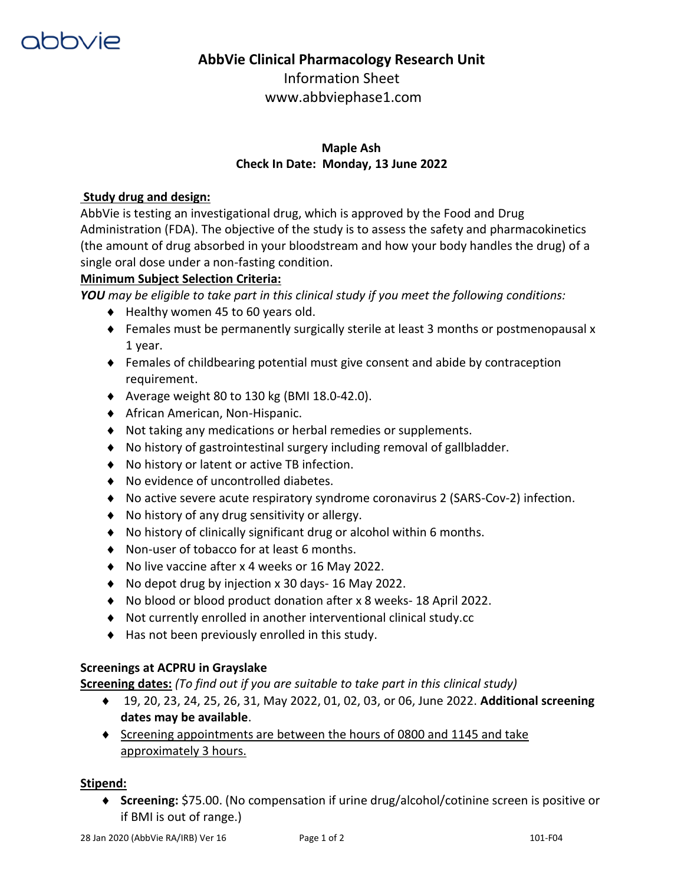# AbbVie Clinical Pharmacology Research Unit

Information Sheet

www.abbviephase1.com

**Maple Ash**

**Check In Date: Monday, 13 June 2022**

**Study drug and design:**

AbbVie is testing an investigational drug, which is approved by the Food and Drug Administration (FDA). The objective of the study is to assess the safety and pharmacokinetics (the amount of drug absorbed in your bloodstream and how your body handles the drug) of a single oral dose under a non-fasting condition.

**Minimum Subject Selection Criteria:**

***YOU*** *may be eligible to take part in this clinical study if you meet the following conditions:*

- Healthy women 45 to 60 years old.
- Females must be permanently surgically sterile at least 3 months or postmenopausal x 1 year.
- Females of childbearing potential must give consent and abide by contraception requirement.
- Average weight 80 to 130 kg (BMI 18.0-42.0).
- African American, Non-Hispanic.
- Not taking any medications or herbal remedies or supplements.
- No history of gastrointestinal surgery including removal of gallbladder.
- No history or latent or active TB infection.
- No evidence of uncontrolled diabetes.
- No active severe acute respiratory syndrome coronavirus 2 (SARS-Cov-2) infection.
- No history of any drug sensitivity or allergy.
- No history of clinically significant drug or alcohol within 6 months.
- Non-user of tobacco for at least 6 months.
- No live vaccine after x 4 weeks or 16 May 2022.
- No depot drug by injection x 30 days- 16 May 2022.
- No blood or blood product donation after x 8 weeks- 18 April 2022.
- Not currently enrolled in another interventional clinical study.cc
- Has not been previously enrolled in this study.

**Screenings at ACPRU in Grayslake**

**Screening dates:** *(To find out if you are suitable to take part in this clinical study)*

- 19, 20, 23, 24, 25, 26, 31, May 2022, 01, 02, 03, or 06, June 2022. **Additional screening dates may be available**.
- Screening appointments are between the hours of 0800 and 1145 and take approximately 3 hours.

**Stipend:**

- **Screening:** $75.00. (No compensation if urine drug/alcohol/cotinine screen is positive or if BMI is out of range.)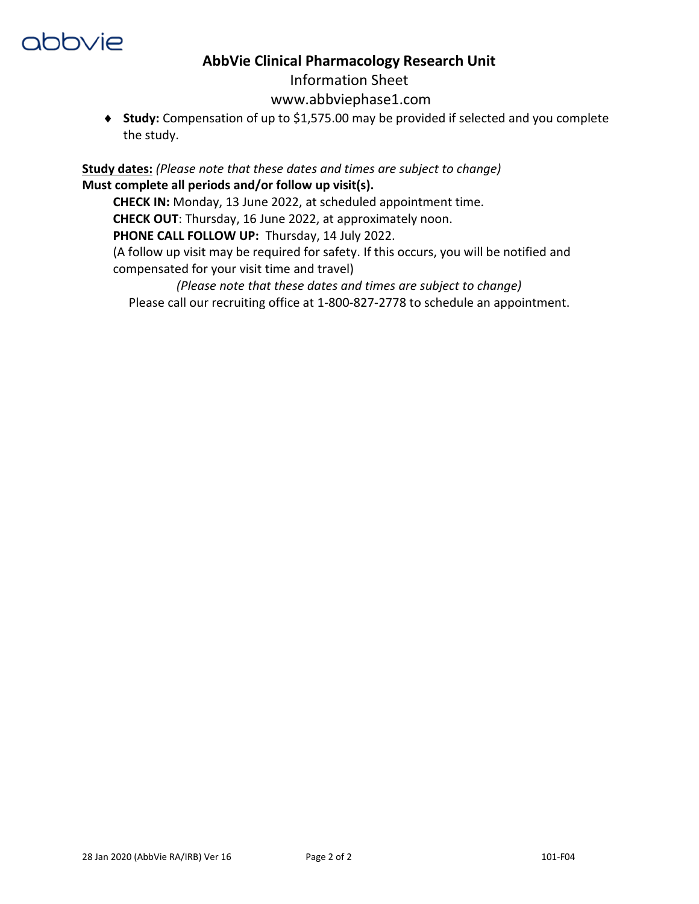## AbbVie Clinical Pharmacology Research Unit

Information Sheet

www.abbviephase1.com

- **Study:** Compensation of up to $1,575.00 may be provided if selected and you complete the study.

**Study dates:** *(Please note that these dates and times are subject to change)*

**Must complete all periods and/or follow up visit(s).**

**CHECK IN:** Monday, 13 June 2022, at scheduled appointment time.

**CHECK OUT**: Thursday, 16 June 2022, at approximately noon.

**PHONE CALL FOLLOW UP:** Thursday, 14 July 2022.

(A follow up visit may be required for safety. If this occurs, you will be notified and compensated for your visit time and travel)

*(Please note that these dates and times are subject to change)*

Please call our recruiting office at 1-800-827-2778 to schedule an appointment.

28 Jan 2020 (AbbVie RA/IRB) Ver 16 101-F04